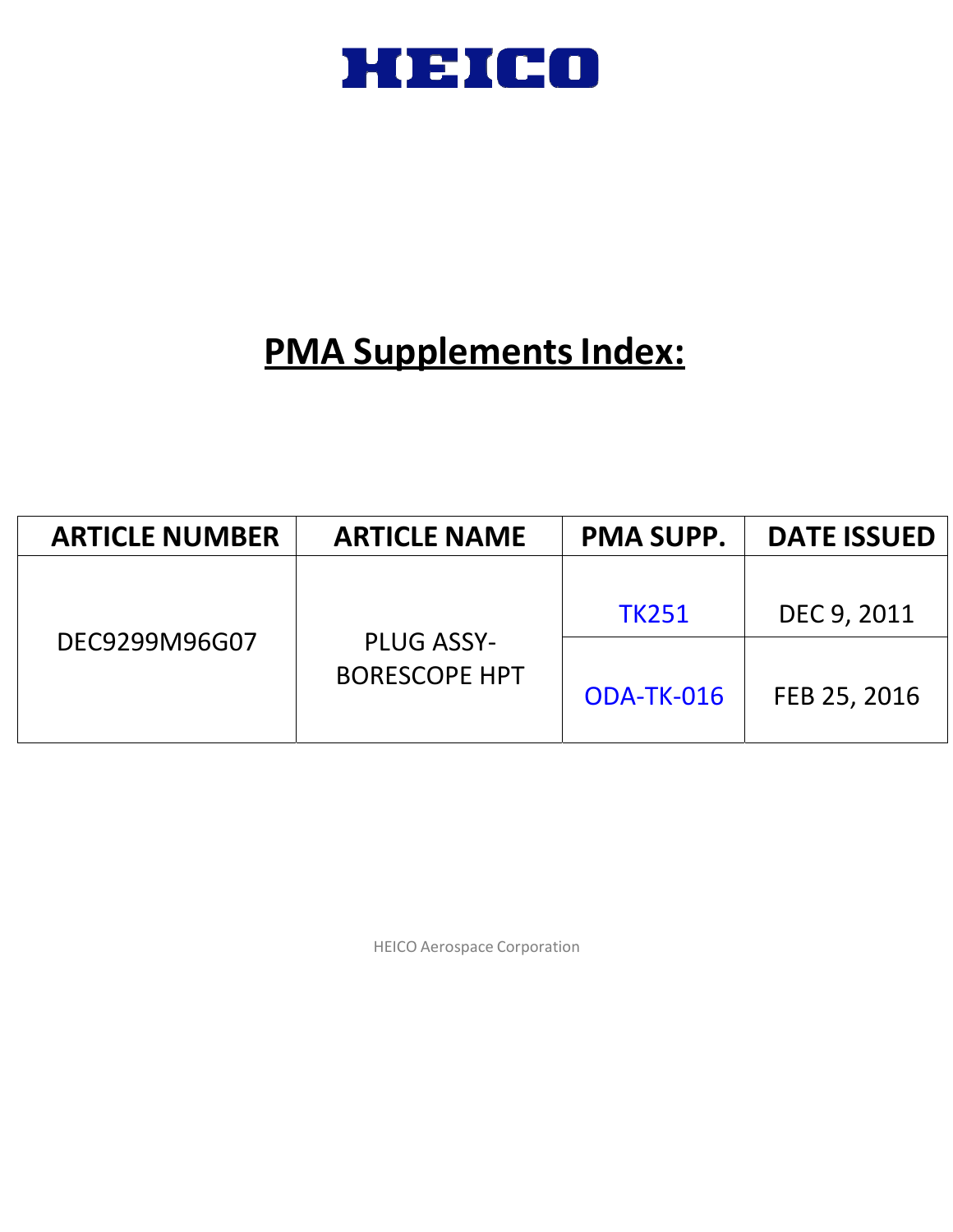# HEICO

# PMA Supplements Index:

| ARTICLE NUMBER | ARTICLE NAME | PMA SUPP. | DATE ISSUED |
|---|---|---|---|
| DEC9299M96G07 | PLUG ASSY-BORESCOPE HPT | TK251 | DEC 9, 2011 |
| | | ODA-TK-016 | FEB 25, 2016 |

HEICO Aerospace Corporation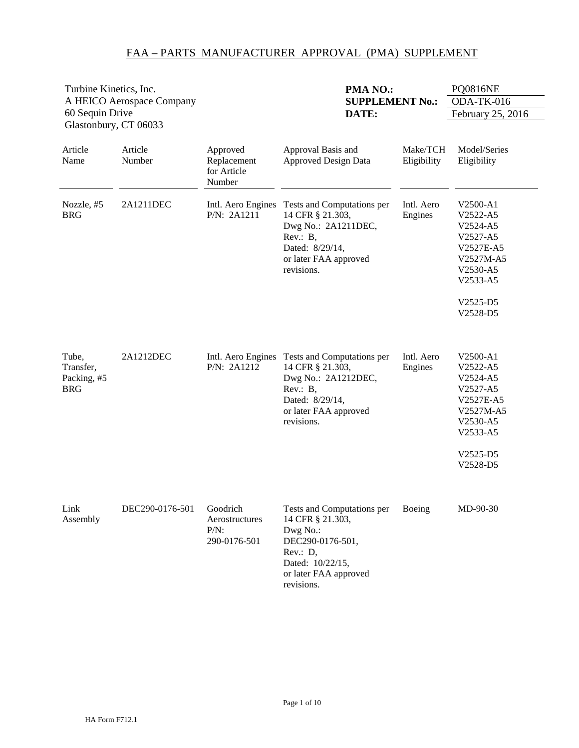# FAA – PARTS MANUFACTURER APPROVAL (PMA) SUPPLEMENT

Turbine Kinetics, Inc.
A HEICO Aerospace Company
60 Sequin Drive
Glastonbury, CT 06033

**PMA NO.:** PQ0816NE
**SUPPLEMENT No.:** ODA-TK-016
**DATE:** February 25, 2016

| Article Name | Article Number | Approved Replacement for Article Number | Approval Basis and Approved Design Data | Make/TCH Eligibility | Model/Series Eligibility |
|---|---|---|---|---|---|
| Nozzle, #5 BRG | 2A1211DEC | Intl. Aero Engines P/N: 2A1211 | Tests and Computations per 14 CFR § 21.303, Dwg No.: 2A1211DEC, Rev.: B, Dated: 8/29/14, or later FAA approved revisions. | Intl. Aero Engines | V2500-A1<br>V2522-A5<br>V2524-A5<br>V2527-A5<br>V2527E-A5<br>V2527M-A5<br>V2530-A5<br>V2533-A5<br><br>V2525-D5<br>V2528-D5 |
| Tube, Transfer, Packing, #5 BRG | 2A1212DEC | Intl. Aero Engines P/N: 2A1212 | Tests and Computations per 14 CFR § 21.303, Dwg No.: 2A1212DEC, Rev.: B, Dated: 8/29/14, or later FAA approved revisions. | Intl. Aero Engines | V2500-A1<br>V2522-A5<br>V2524-A5<br>V2527-A5<br>V2527E-A5<br>V2527M-A5<br>V2530-A5<br>V2533-A5<br><br>V2525-D5<br>V2528-D5 |
| Link Assembly | DEC290-0176-501 | Goodrich Aerostructures P/N: 290-0176-501 | Tests and Computations per 14 CFR § 21.303, Dwg No.: DEC290-0176-501, Rev.: D, Dated: 10/22/15, or later FAA approved revisions. | Boeing | MD-90-30 |

HA Form F712.1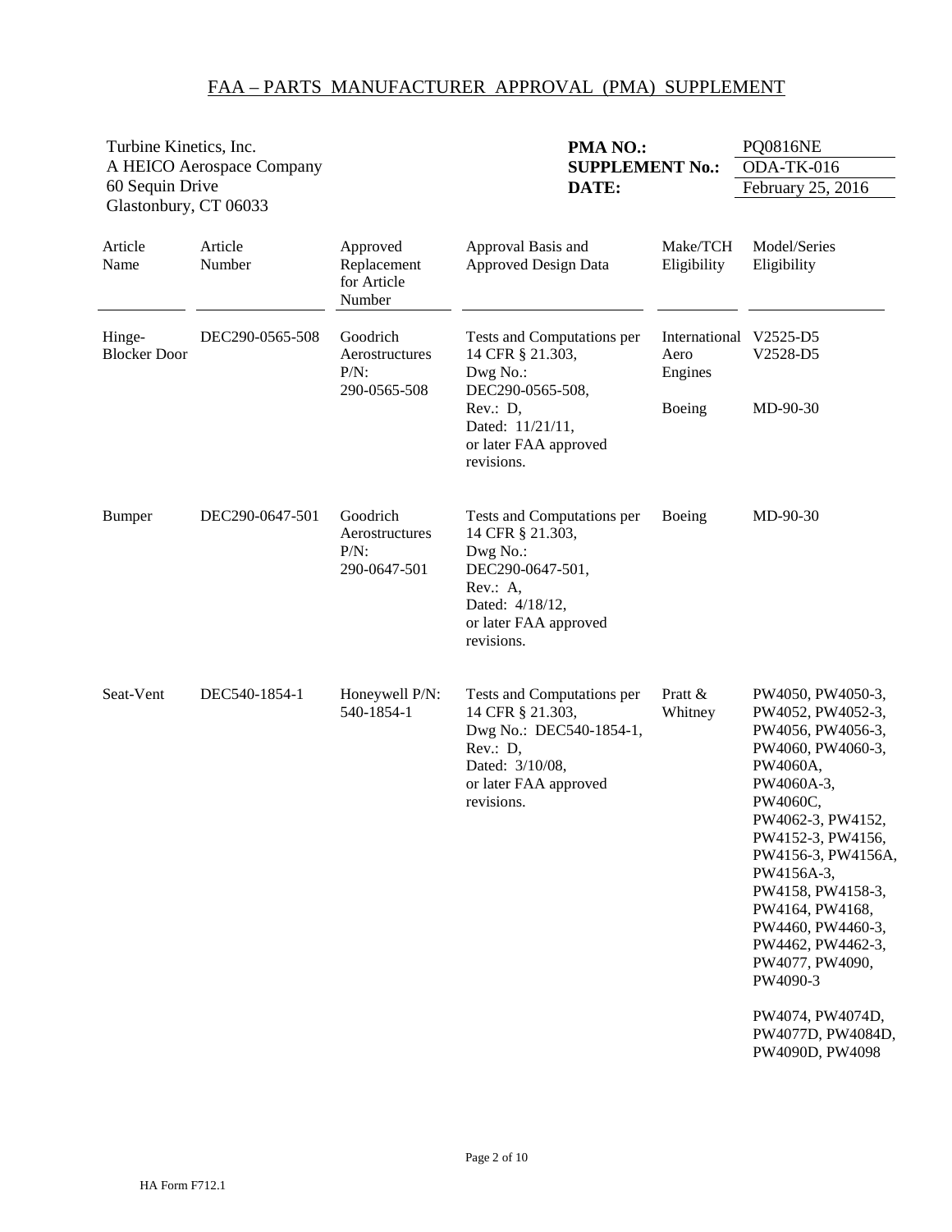## FAA – PARTS MANUFACTURER APPROVAL (PMA) SUPPLEMENT

Turbine Kinetics, Inc.
A HEICO Aerospace Company
60 Sequin Drive
Glastonbury, CT 06033

**PMA NO.:** PQ0816NE
**SUPPLEMENT No.:** ODA-TK-016
**DATE:** February 25, 2016

| Article Name | Article Number | Approved Replacement for Article Number | Approval Basis and Approved Design Data | Make/TCH Eligibility | Model/Series Eligibility |
|---|---|---|---|---|---|
| Hinge-Blocker Door | DEC290-0565-508 | Goodrich Aerostructures P/N: 290-0565-508 | Tests and Computations per 14 CFR § 21.303, Dwg No.: DEC290-0565-508, Rev.: D, Dated: 11/21/11, or later FAA approved revisions. | International Aero Engines | V2525-D5<br>V2528-D5 |
| | | | | Boeing | MD-90-30 |
| Bumper | DEC290-0647-501 | Goodrich Aerostructures P/N: 290-0647-501 | Tests and Computations per 14 CFR § 21.303, Dwg No.: DEC290-0647-501, Rev.: A, Dated: 4/18/12, or later FAA approved revisions. | Boeing | MD-90-30 |
| Seat-Vent | DEC540-1854-1 | Honeywell P/N: 540-1854-1 | Tests and Computations per 14 CFR § 21.303, Dwg No.: DEC540-1854-1, Rev.: D, Dated: 3/10/08, or later FAA approved revisions. | Pratt & Whitney | PW4050, PW4050-3, PW4052, PW4052-3, PW4056, PW4056-3, PW4060, PW4060-3, PW4060A, PW4060A-3, PW4060C, PW4062-3, PW4152, PW4152-3, PW4156, PW4156-3, PW4156A, PW4156A-3, PW4158, PW4158-3, PW4164, PW4168, PW4460, PW4460-3, PW4462, PW4462-3, PW4077, PW4090, PW4090-3<br><br>PW4074, PW4074D, PW4077D, PW4084D, PW4090D, PW4098 |

HA Form F712.1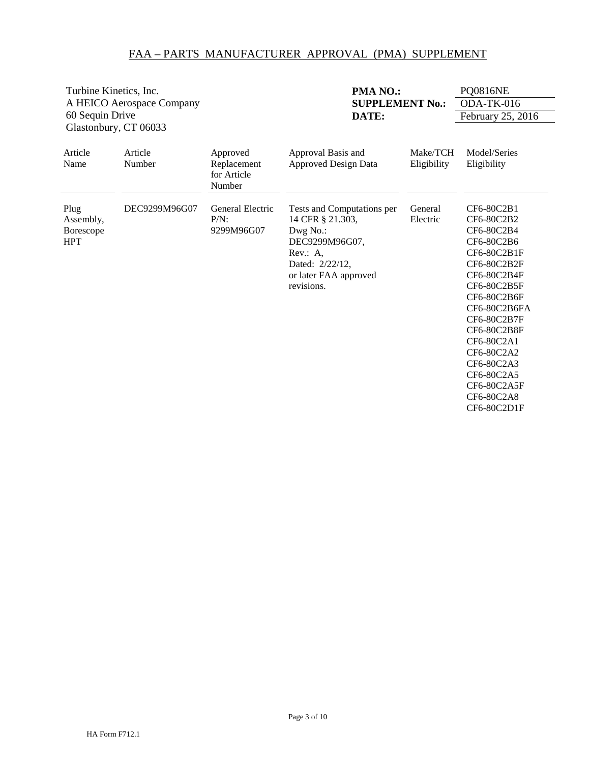## FAA – PARTS MANUFACTURER APPROVAL (PMA) SUPPLEMENT

Turbine Kinetics, Inc.
A HEICO Aerospace Company
60 Sequin Drive
Glastonbury, CT 06033

**PMA NO.:** PQ0816NE
**SUPPLEMENT No.:** ODA-TK-016
**DATE:** February 25, 2016

| Article Name | Article Number | Approved Replacement for Article Number | Approval Basis and Approved Design Data | Make/TCH Eligibility | Model/Series Eligibility |
|---|---|---|---|---|---|
| Plug Assembly, Borescope HPT | DEC9299M96G07 | General Electric P/N: 9299M96G07 | Tests and Computations per 14 CFR § 21.303, Dwg No.: DEC9299M96G07, Rev.: A, Dated: 2/22/12, or later FAA approved revisions. | General Electric | CF6-80C2B1<br>CF6-80C2B2<br>CF6-80C2B4<br>CF6-80C2B6<br>CF6-80C2B1F<br>CF6-80C2B2F<br>CF6-80C2B4F<br>CF6-80C2B5F<br>CF6-80C2B6F<br>CF6-80C2B6FA<br>CF6-80C2B7F<br>CF6-80C2B8F<br>CF6-80C2A1<br>CF6-80C2A2<br>CF6-80C2A3<br>CF6-80C2A5<br>CF6-80C2A5F<br>CF6-80C2A8<br>CF6-80C2D1F |

HA Form F712.1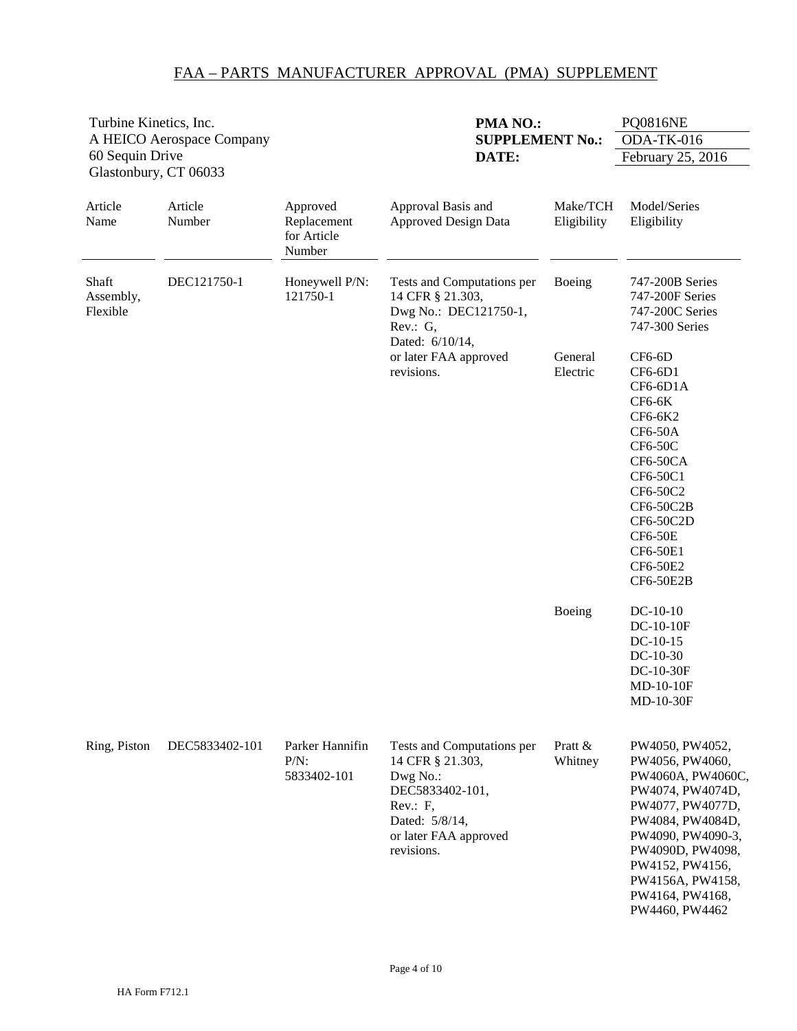# FAA – PARTS MANUFACTURER APPROVAL (PMA) SUPPLEMENT

Turbine Kinetics, Inc.
A HEICO Aerospace Company
60 Sequin Drive
Glastonbury, CT 06033

**PMA NO.:** PQ0816NE
**SUPPLEMENT No.:** ODA-TK-016
**DATE:** February 25, 2016

| Article Name | Article Number | Approved Replacement for Article Number | Approval Basis and Approved Design Data | Make/TCH Eligibility | Model/Series Eligibility |
|---|---|---|---|---|---|
| Shaft Assembly, Flexible | DEC121750-1 | Honeywell P/N: 121750-1 | Tests and Computations per 14 CFR § 21.303, Dwg No.: DEC121750-1, Rev.: G, Dated: 6/10/14, or later FAA approved revisions. | Boeing | 747-200B Series<br>747-200F Series<br>747-200C Series<br>747-300 Series |
| | | | | General Electric | CF6-6D<br>CF6-6D1<br>CF6-6D1A<br>CF6-6K<br>CF6-6K2<br>CF6-50A<br>CF6-50C<br>CF6-50CA<br>CF6-50C1<br>CF6-50C2<br>CF6-50C2B<br>CF6-50C2D<br>CF6-50E<br>CF6-50E1<br>CF6-50E2<br>CF6-50E2B |
| | | | | Boeing | DC-10-10<br>DC-10-10F<br>DC-10-15<br>DC-10-30<br>DC-10-30F<br>MD-10-10F<br>MD-10-30F |
| Ring, Piston | DEC5833402-101 | Parker Hannifin P/N: 5833402-101 | Tests and Computations per 14 CFR § 21.303, Dwg No.: DEC5833402-101, Rev.: F, Dated: 5/8/14, or later FAA approved revisions. | Pratt & Whitney | PW4050, PW4052, PW4056, PW4060, PW4060A, PW4060C, PW4074, PW4074D, PW4077, PW4077D, PW4084, PW4084D, PW4090, PW4090-3, PW4090D, PW4098, PW4152, PW4156, PW4156A, PW4158, PW4164, PW4168, PW4460, PW4462 |

HA Form F712.1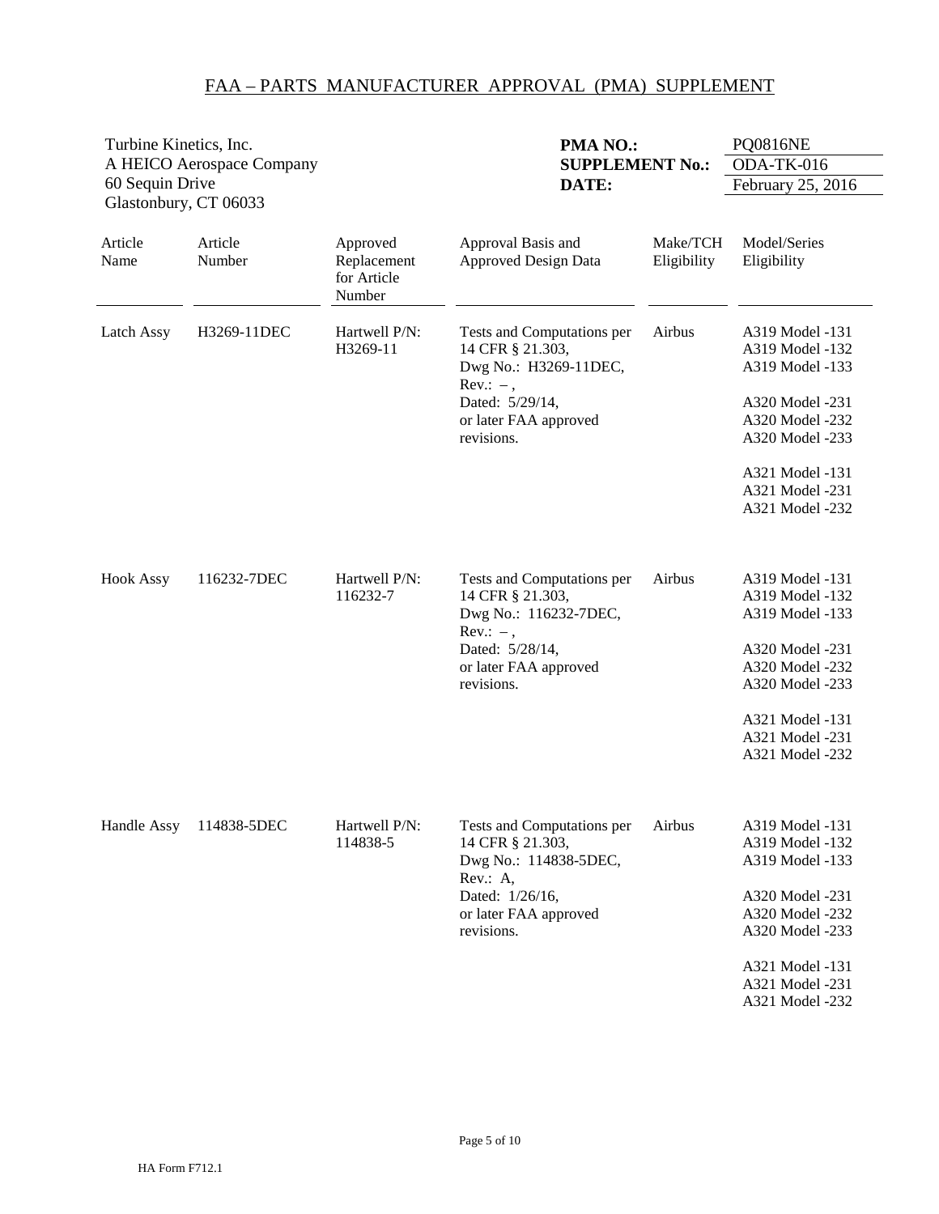# FAA – PARTS MANUFACTURER APPROVAL (PMA) SUPPLEMENT

Turbine Kinetics, Inc.
A HEICO Aerospace Company
60 Sequin Drive
Glastonbury, CT 06033

**PMA NO.:** PQ0816NE
**SUPPLEMENT No.:** ODA-TK-016
**DATE:** February 25, 2016

| Article Name | Article Number | Approved Replacement for Article Number | Approval Basis and Approved Design Data | Make/TCH Eligibility | Model/Series Eligibility |
|---|---|---|---|---|---|
| Latch Assy | H3269-11DEC | Hartwell P/N: H3269-11 | Tests and Computations per 14 CFR § 21.303, Dwg No.: H3269-11DEC, Rev.: –, Dated: 5/29/14, or later FAA approved revisions. | Airbus | A319 Model -131<br>A319 Model -132<br>A319 Model -133<br><br>A320 Model -231<br>A320 Model -232<br>A320 Model -233<br><br>A321 Model -131<br>A321 Model -231<br>A321 Model -232 |
| Hook Assy | 116232-7DEC | Hartwell P/N: 116232-7 | Tests and Computations per 14 CFR § 21.303, Dwg No.: 116232-7DEC, Rev.: –, Dated: 5/28/14, or later FAA approved revisions. | Airbus | A319 Model -131<br>A319 Model -132<br>A319 Model -133<br><br>A320 Model -231<br>A320 Model -232<br>A320 Model -233<br><br>A321 Model -131<br>A321 Model -231<br>A321 Model -232 |
| Handle Assy | 114838-5DEC | Hartwell P/N: 114838-5 | Tests and Computations per 14 CFR § 21.303, Dwg No.: 114838-5DEC, Rev.: A, Dated: 1/26/16, or later FAA approved revisions. | Airbus | A319 Model -131<br>A319 Model -132<br>A319 Model -133<br><br>A320 Model -231<br>A320 Model -232<br>A320 Model -233<br><br>A321 Model -131<br>A321 Model -231<br>A321 Model -232 |

HA Form F712.1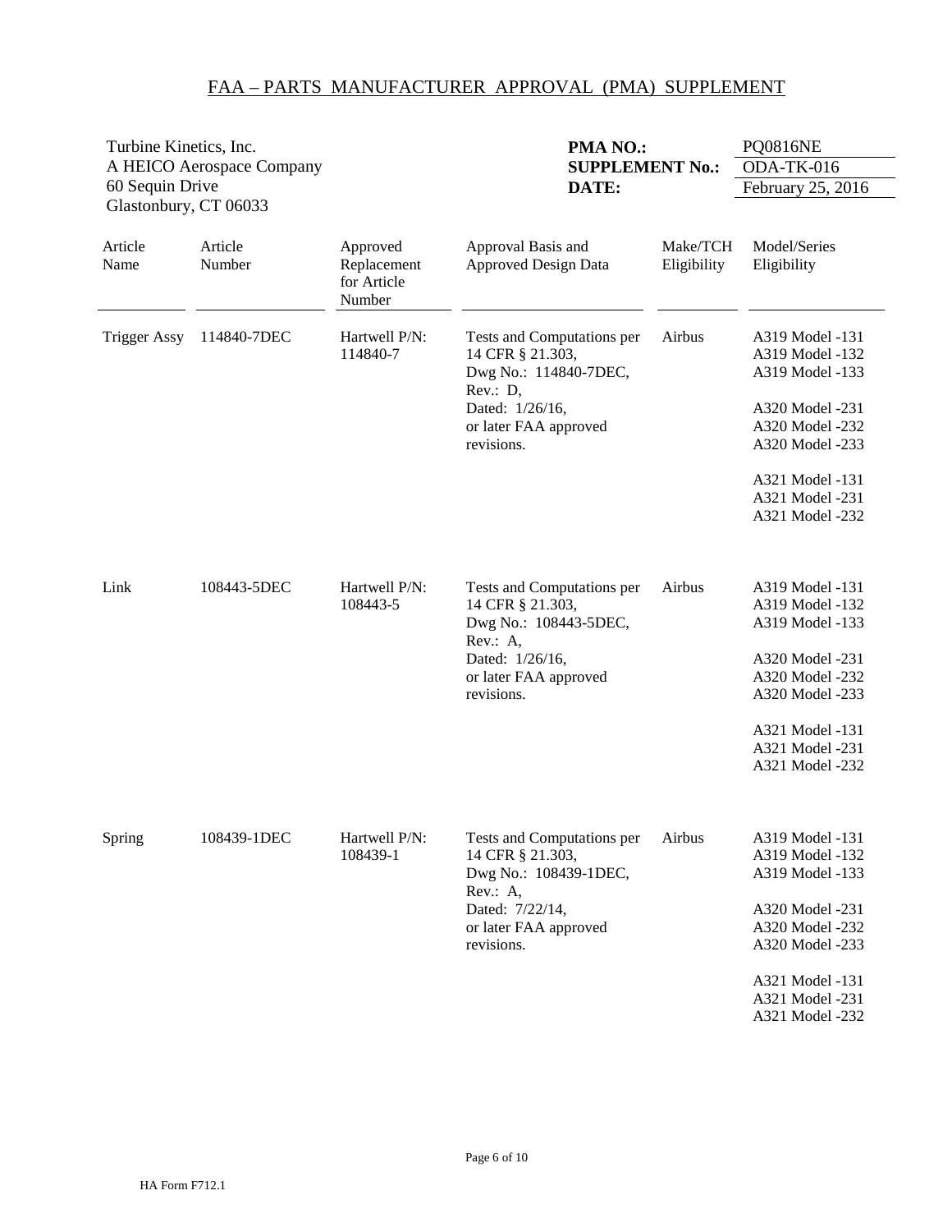# FAA – PARTS MANUFACTURER APPROVAL (PMA) SUPPLEMENT

Turbine Kinetics, Inc.
A HEICO Aerospace Company
60 Sequin Drive
Glastonbury, CT 06033

**PMA NO.:** PQ0816NE
**SUPPLEMENT No.:** ODA-TK-016
**DATE:** February 25, 2016

| Article Name | Article Number | Approved Replacement for Article Number | Approval Basis and Approved Design Data | Make/TCH Eligibility | Model/Series Eligibility |
|---|---|---|---|---|---|
| Trigger Assy | 114840-7DEC | Hartwell P/N: 114840-7 | Tests and Computations per 14 CFR § 21.303, Dwg No.: 114840-7DEC, Rev.: D, Dated: 1/26/16, or later FAA approved revisions. | Airbus | A319 Model -131<br>A319 Model -132<br>A319 Model -133<br><br>A320 Model -231<br>A320 Model -232<br>A320 Model -233<br><br>A321 Model -131<br>A321 Model -231<br>A321 Model -232 |
| Link | 108443-5DEC | Hartwell P/N: 108443-5 | Tests and Computations per 14 CFR § 21.303, Dwg No.: 108443-5DEC, Rev.: A, Dated: 1/26/16, or later FAA approved revisions. | Airbus | A319 Model -131<br>A319 Model -132<br>A319 Model -133<br><br>A320 Model -231<br>A320 Model -232<br>A320 Model -233<br><br>A321 Model -131<br>A321 Model -231<br>A321 Model -232 |
| Spring | 108439-1DEC | Hartwell P/N: 108439-1 | Tests and Computations per 14 CFR § 21.303, Dwg No.: 108439-1DEC, Rev.: A, Dated: 7/22/14, or later FAA approved revisions. | Airbus | A319 Model -131<br>A319 Model -132<br>A319 Model -133<br><br>A320 Model -231<br>A320 Model -232<br>A320 Model -233<br><br>A321 Model -131<br>A321 Model -231<br>A321 Model -232 |

HA Form F712.1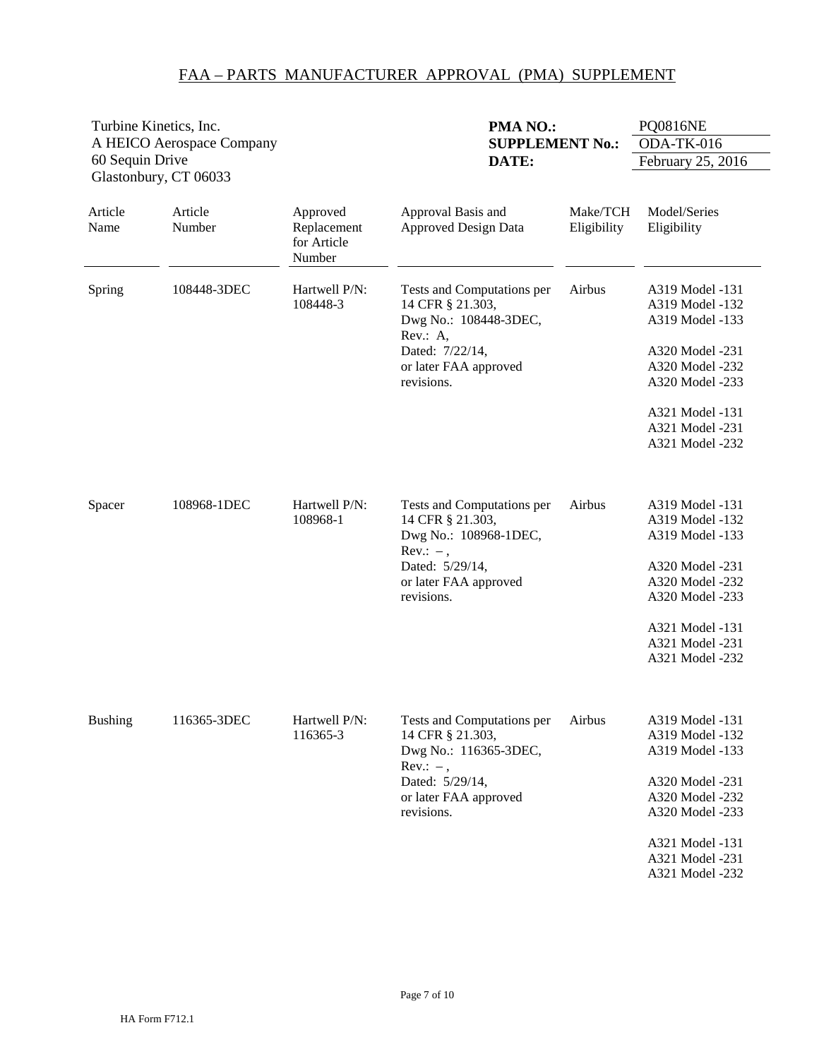# FAA – PARTS MANUFACTURER APPROVAL (PMA) SUPPLEMENT

Turbine Kinetics, Inc.
A HEICO Aerospace Company
60 Sequin Drive
Glastonbury, CT 06033

**PMA NO.:** PQ0816NE
**SUPPLEMENT No.:** ODA-TK-016
**DATE:** February 25, 2016

| Article Name | Article Number | Approved Replacement for Article Number | Approval Basis and Approved Design Data | Make/TCH Eligibility | Model/Series Eligibility |
|---|---|---|---|---|---|
| Spring | 108448-3DEC | Hartwell P/N: 108448-3 | Tests and Computations per 14 CFR § 21.303, Dwg No.: 108448-3DEC, Rev.: A, Dated: 7/22/14, or later FAA approved revisions. | Airbus | A319 Model -131<br>A319 Model -132<br>A319 Model -133<br><br>A320 Model -231<br>A320 Model -232<br>A320 Model -233<br><br>A321 Model -131<br>A321 Model -231<br>A321 Model -232 |
| Spacer | 108968-1DEC | Hartwell P/N: 108968-1 | Tests and Computations per 14 CFR § 21.303, Dwg No.: 108968-1DEC, Rev.: – , Dated: 5/29/14, or later FAA approved revisions. | Airbus | A319 Model -131<br>A319 Model -132<br>A319 Model -133<br><br>A320 Model -231<br>A320 Model -232<br>A320 Model -233<br><br>A321 Model -131<br>A321 Model -231<br>A321 Model -232 |
| Bushing | 116365-3DEC | Hartwell P/N: 116365-3 | Tests and Computations per 14 CFR § 21.303, Dwg No.: 116365-3DEC, Rev.: – , Dated: 5/29/14, or later FAA approved revisions. | Airbus | A319 Model -131<br>A319 Model -132<br>A319 Model -133<br><br>A320 Model -231<br>A320 Model -232<br>A320 Model -233<br><br>A321 Model -131<br>A321 Model -231<br>A321 Model -232 |

HA Form F712.1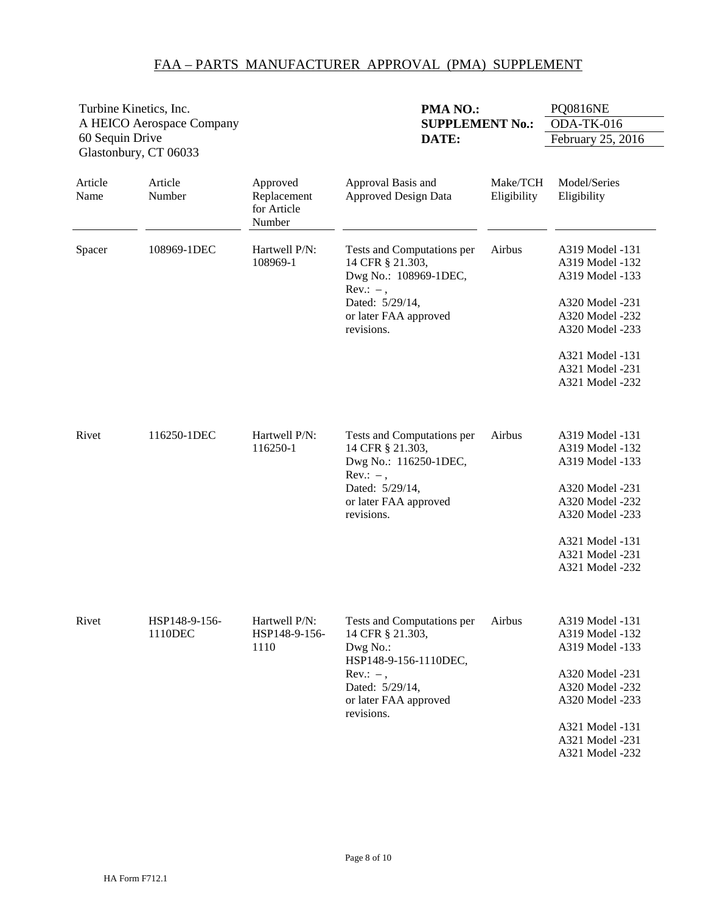## FAA – PARTS MANUFACTURER APPROVAL (PMA) SUPPLEMENT

Turbine Kinetics, Inc.
A HEICO Aerospace Company
60 Sequin Drive
Glastonbury, CT 06033

**PMA NO.:** PQ0816NE
**SUPPLEMENT No.:** ODA-TK-016
**DATE:** February 25, 2016

| Article Name | Article Number | Approved Replacement for Article Number | Approval Basis and Approved Design Data | Make/TCH Eligibility | Model/Series Eligibility |
|---|---|---|---|---|---|
| Spacer | 108969-1DEC | Hartwell P/N: 108969-1 | Tests and Computations per 14 CFR § 21.303, Dwg No.: 108969-1DEC, Rev.: – , Dated: 5/29/14, or later FAA approved revisions. | Airbus | A319 Model -131<br>A319 Model -132<br>A319 Model -133<br><br>A320 Model -231<br>A320 Model -232<br>A320 Model -233<br><br>A321 Model -131<br>A321 Model -231<br>A321 Model -232 |
| Rivet | 116250-1DEC | Hartwell P/N: 116250-1 | Tests and Computations per 14 CFR § 21.303, Dwg No.: 116250-1DEC, Rev.: – , Dated: 5/29/14, or later FAA approved revisions. | Airbus | A319 Model -131<br>A319 Model -132<br>A319 Model -133<br><br>A320 Model -231<br>A320 Model -232<br>A320 Model -233<br><br>A321 Model -131<br>A321 Model -231<br>A321 Model -232 |
| Rivet | HSP148-9-156-1110DEC | Hartwell P/N: HSP148-9-156-1110 | Tests and Computations per 14 CFR § 21.303, Dwg No.: HSP148-9-156-1110DEC, Rev.: – , Dated: 5/29/14, or later FAA approved revisions. | Airbus | A319 Model -131<br>A319 Model -132<br>A319 Model -133<br><br>A320 Model -231<br>A320 Model -232<br>A320 Model -233<br><br>A321 Model -131<br>A321 Model -231<br>A321 Model -232 |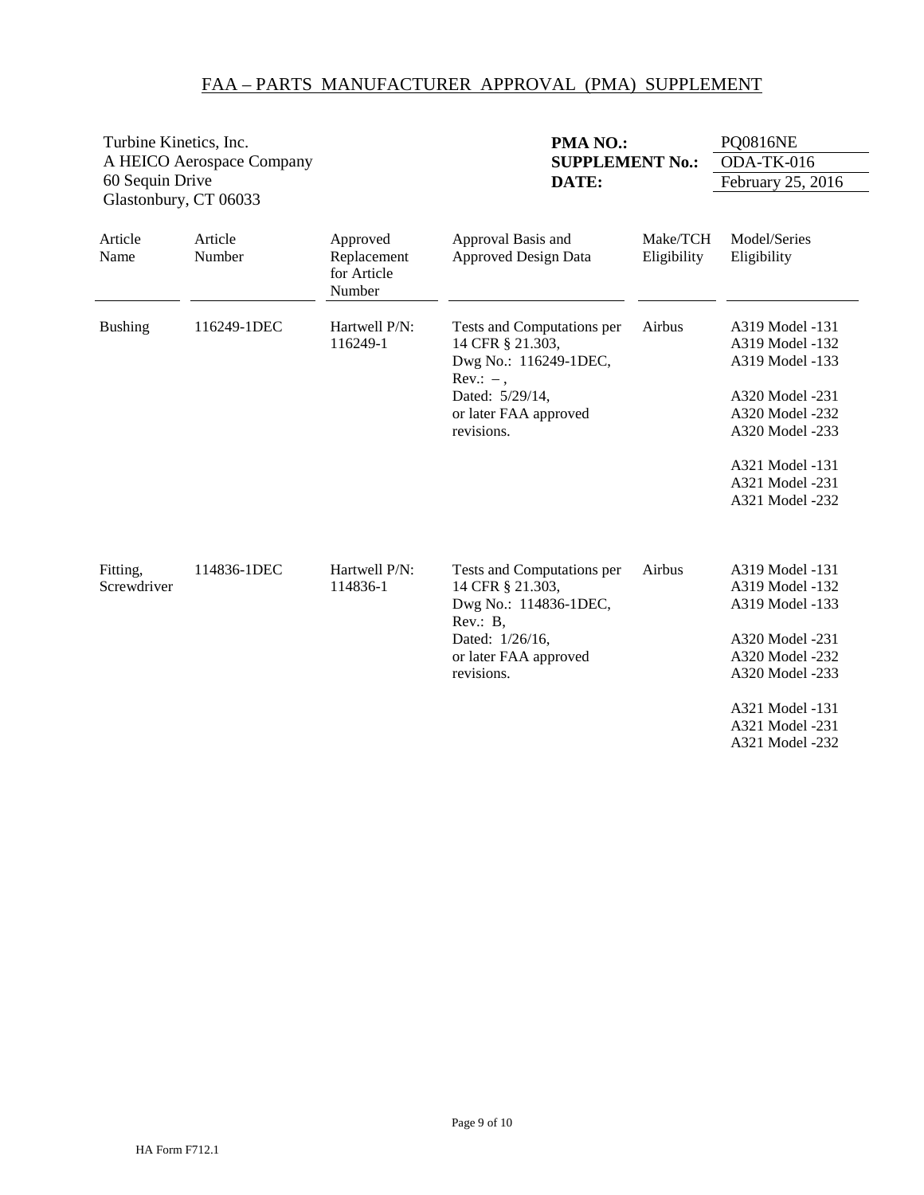# FAA – PARTS MANUFACTURER APPROVAL (PMA) SUPPLEMENT

Turbine Kinetics, Inc.
A HEICO Aerospace Company
60 Sequin Drive
Glastonbury, CT 06033

**PMA NO.:** PQ0816NE
**SUPPLEMENT No.:** ODA-TK-016
**DATE:** February 25, 2016

| Article Name | Article Number | Approved Replacement for Article Number | Approval Basis and Approved Design Data | Make/TCH Eligibility | Model/Series Eligibility |
|---|---|---|---|---|---|
| Bushing | 116249-1DEC | Hartwell P/N: 116249-1 | Tests and Computations per 14 CFR § 21.303, Dwg No.: 116249-1DEC, Rev.: – , Dated: 5/29/14, or later FAA approved revisions. | Airbus | A319 Model -131<br>A319 Model -132<br>A319 Model -133<br><br>A320 Model -231<br>A320 Model -232<br>A320 Model -233<br><br>A321 Model -131<br>A321 Model -231<br>A321 Model -232 |
| Fitting, Screwdriver | 114836-1DEC | Hartwell P/N: 114836-1 | Tests and Computations per 14 CFR § 21.303, Dwg No.: 114836-1DEC, Rev.: B, Dated: 1/26/16, or later FAA approved revisions. | Airbus | A319 Model -131<br>A319 Model -132<br>A319 Model -133<br><br>A320 Model -231<br>A320 Model -232<br>A320 Model -233<br><br>A321 Model -131<br>A321 Model -231<br>A321 Model -232 |

HA Form F712.1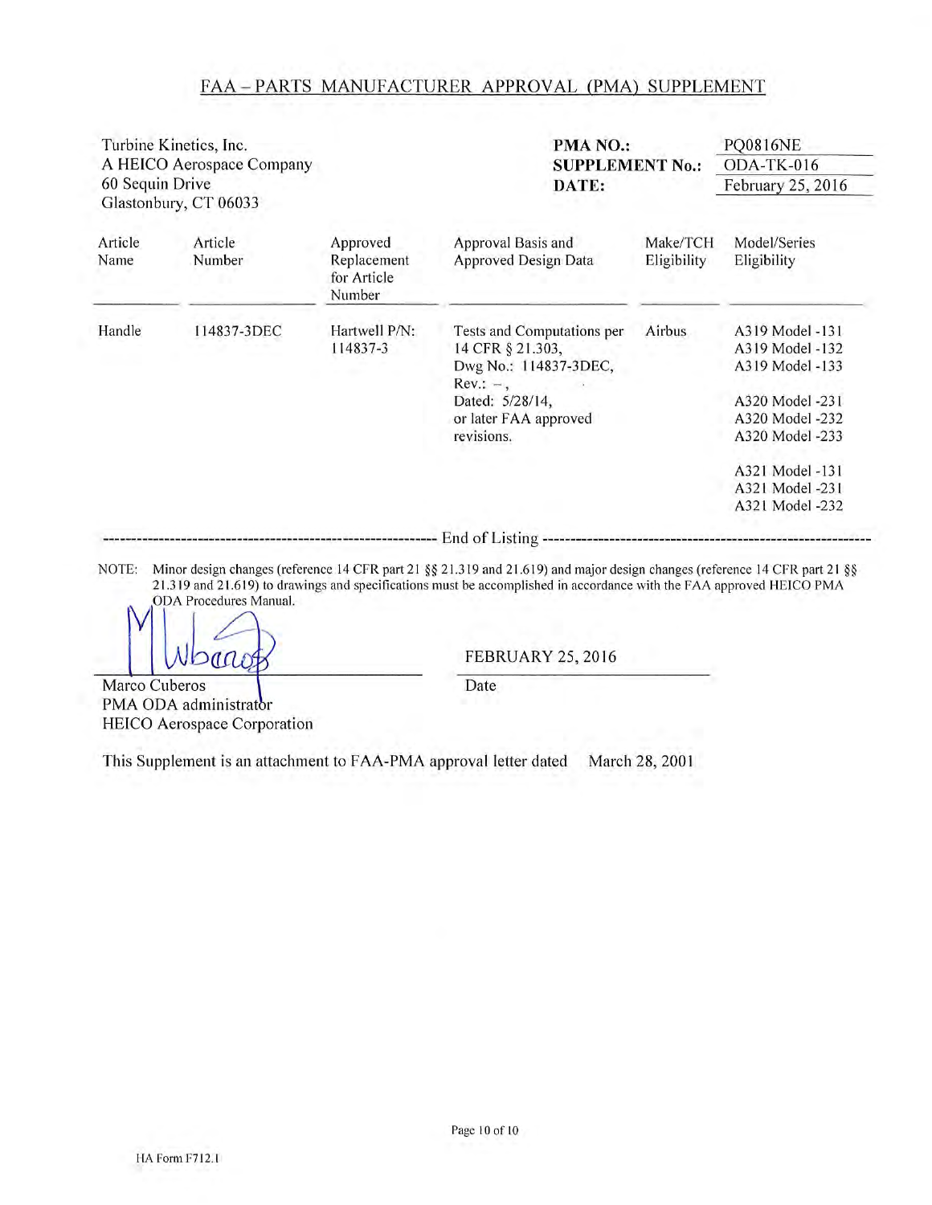# FAA – PARTS MANUFACTURER APPROVAL (PMA) SUPPLEMENT

Turbine Kinetics, Inc.
A HEICO Aerospace Company
60 Sequin Drive
Glastonbury, CT 06033

**PMA NO.:** PQ0816NE
**SUPPLEMENT No.:** ODA-TK-016
**DATE:** February 25, 2016

| Article Name | Article Number | Approved Replacement for Article Number | Approval Basis and Approved Design Data | Make/TCH Eligibility | Model/Series Eligibility |
|---|---|---|---|---|---|
| Handle | 114837-3DEC | Hartwell P/N: 114837-3 | Tests and Computations per 14 CFR § 21.303, Dwg No.: 114837-3DEC, Rev.: –, Dated: 5/28/14, or later FAA approved revisions. | Airbus | A319 Model -131<br>A319 Model -132<br>A319 Model -133<br><br>A320 Model -231<br>A320 Model -232<br>A320 Model -233<br><br>A321 Model -131<br>A321 Model -231<br>A321 Model -232 |

------------------------------------------------------------ End of Listing ------------------------------------------------------------

NOTE: Minor design changes (reference 14 CFR part 21 §§ 21.319 and 21.619) and major design changes (reference 14 CFR part 21 §§ 21.319 and 21.619) to drawings and specifications must be accomplished in accordance with the FAA approved HEICO PMA ODA Procedures Manual.

Marco Cuberos
PMA ODA administrator
HEICO Aerospace Corporation

FEBRUARY 25, 2016
Date

This Supplement is an attachment to FAA-PMA approval letter dated March 28, 2001

HA Form F712.1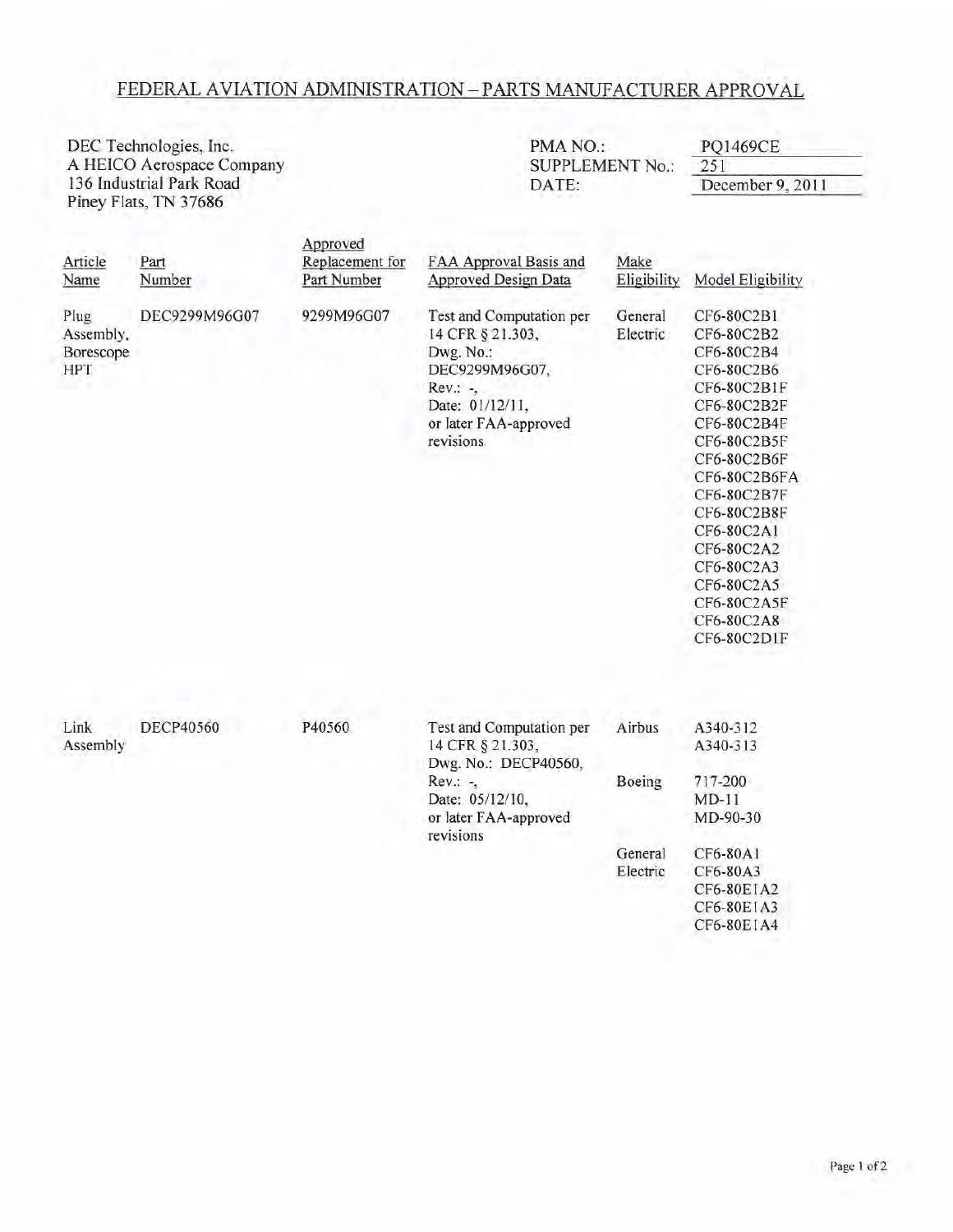# FEDERAL AVIATION ADMINISTRATION – PARTS MANUFACTURER APPROVAL

DEC Technologies, Inc.
A HEICO Aerospace Company
136 Industrial Park Road
Piney Flats, TN 37686

PMA NO.: PQ1469CE
SUPPLEMENT No.: 251
DATE: December 9, 2011

| Article Name | Part Number | Approved Replacement for Part Number | FAA Approval Basis and Approved Design Data | Make Eligibility | Model Eligibility |
|---|---|---|---|---|---|
| Plug Assembly, Borescope HPT | DEC9299M96G07 | 9299M96G07 | Test and Computation per 14 CFR § 21.303, Dwg. No.: DEC9299M96G07, Rev.: -, Date: 01/12/11, or later FAA-approved revisions | General Electric | CF6-80C2B1<br>CF6-80C2B2<br>CF6-80C2B4<br>CF6-80C2B6<br>CF6-80C2B1F<br>CF6-80C2B2F<br>CF6-80C2B4F<br>CF6-80C2B5F<br>CF6-80C2B6F<br>CF6-80C2B6FA<br>CF6-80C2B7F<br>CF6-80C2B8F<br>CF6-80C2A1<br>CF6-80C2A2<br>CF6-80C2A3<br>CF6-80C2A5<br>CF6-80C2A5F<br>CF6-80C2A8<br>CF6-80C2D1F |
| Link Assembly | DECP40560 | P40560 | Test and Computation per 14 CFR § 21.303, Dwg. No.: DECP40560, Rev.: -, Date: 05/12/10, or later FAA-approved revisions | Airbus | A340-312<br>A340-313 |
| | | | | Boeing | 717-200<br>MD-11<br>MD-90-30 |
| | | | | General Electric | CF6-80A1<br>CF6-80A3<br>CF6-80E1A2<br>CF6-80E1A3<br>CF6-80E1A4 |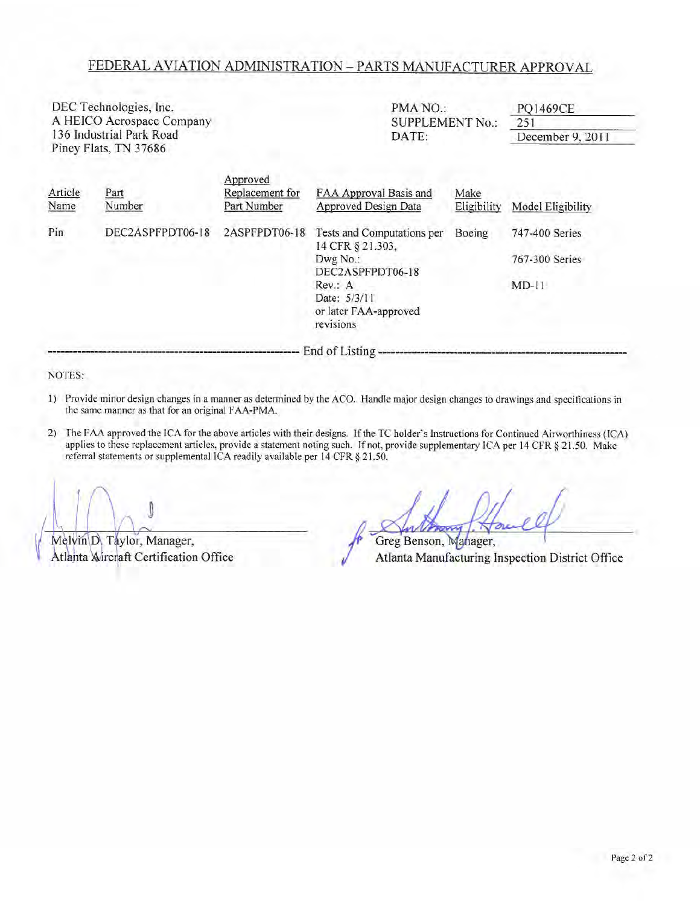# FEDERAL AVIATION ADMINISTRATION – PARTS MANUFACTURER APPROVAL

DEC Technologies, Inc.
A HEICO Aerospace Company
136 Industrial Park Road
Piney Flats, TN 37686

PMA NO.: PQ1469CE
SUPPLEMENT No.: 251
DATE: December 9, 2011

| Article Name | Part Number | Approved Replacement for Part Number | FAA Approval Basis and Approved Design Data | Make Eligibility | Model Eligibility |
|---|---|---|---|---|---|
| Pin | DEC2ASPFPDT06-18 | 2ASPFPDT06-18 | Tests and Computations per 14 CFR § 21.303, Dwg No.: DEC2ASPFPDT06-18 Rev.: A Date: 5/3/11 or later FAA-approved revisions | Boeing | 747-400 Series<br>767-300 Series<br>MD-11 |

------------------------------------------------------------ End of Listing ------------------------------------------------------------

NOTES:

1) Provide minor design changes in a manner as determined by the ACO. Handle major design changes to drawings and specifications in the same manner as that for an original FAA-PMA.

2) The FAA approved the ICA for the above articles with their designs. If the TC holder's Instructions for Continued Airworthiness (ICA) applies to these replacement articles, provide a statement noting such. If not, provide supplementary ICA per 14 CFR § 21.50. Make referral statements or supplemental ICA readily available per 14 CFR § 21.50.

Melvin D. Taylor, Manager,
Atlanta Aircraft Certification Office

fr Greg Benson, Manager,
Atlanta Manufacturing Inspection District Office